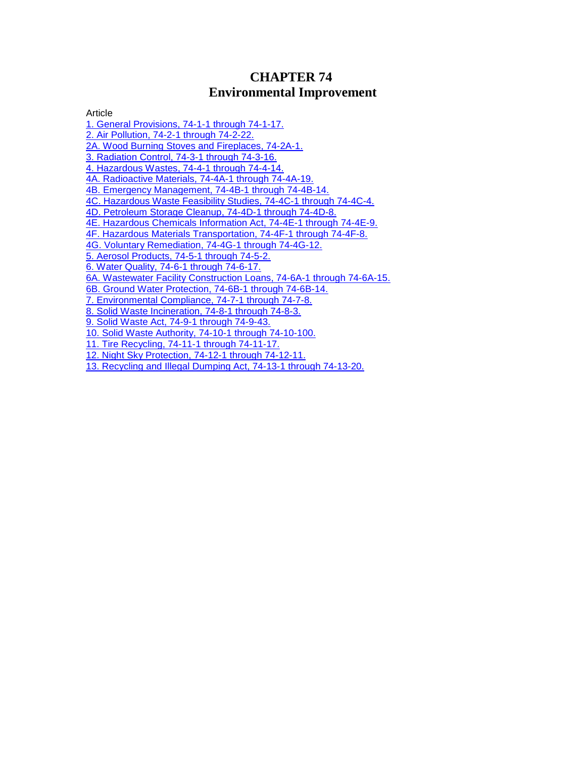# CHAPTER 74
# Environmental Improvement

Article

1. General Provisions, 74-1-1 through 74-1-17.
2. Air Pollution, 74-2-1 through 74-2-22.
2A. Wood Burning Stoves and Fireplaces, 74-2A-1.
3. Radiation Control, 74-3-1 through 74-3-16.
4. Hazardous Wastes, 74-4-1 through 74-4-14.
4A. Radioactive Materials, 74-4A-1 through 74-4A-19.
4B. Emergency Management, 74-4B-1 through 74-4B-14.
4C. Hazardous Waste Feasibility Studies, 74-4C-1 through 74-4C-4.
4D. Petroleum Storage Cleanup, 74-4D-1 through 74-4D-8.
4E. Hazardous Chemicals Information Act, 74-4E-1 through 74-4E-9.
4F. Hazardous Materials Transportation, 74-4F-1 through 74-4F-8.
4G. Voluntary Remediation, 74-4G-1 through 74-4G-12.
5. Aerosol Products, 74-5-1 through 74-5-2.
6. Water Quality, 74-6-1 through 74-6-17.
6A. Wastewater Facility Construction Loans, 74-6A-1 through 74-6A-15.
6B. Ground Water Protection, 74-6B-1 through 74-6B-14.
7. Environmental Compliance, 74-7-1 through 74-7-8.
8. Solid Waste Incineration, 74-8-1 through 74-8-3.
9. Solid Waste Act, 74-9-1 through 74-9-43.
10. Solid Waste Authority, 74-10-1 through 74-10-100.
11. Tire Recycling, 74-11-1 through 74-11-17.
12. Night Sky Protection, 74-12-1 through 74-12-11.
13. Recycling and Illegal Dumping Act, 74-13-1 through 74-13-20.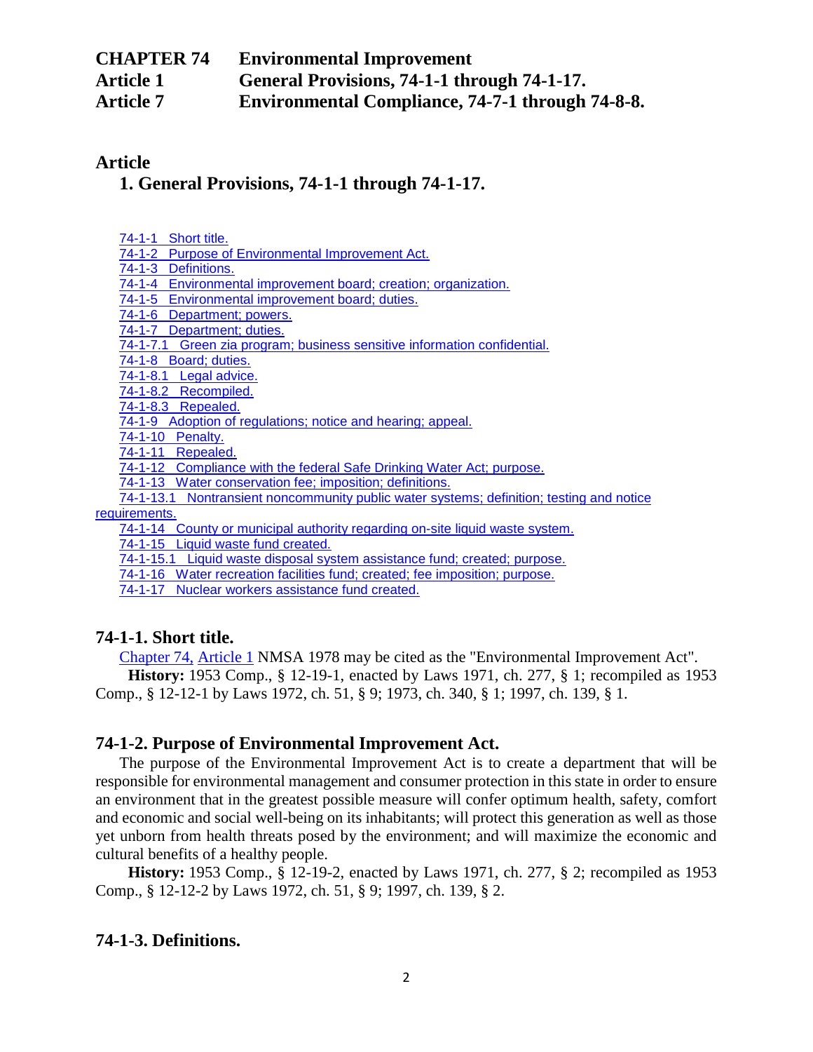# CHAPTER 74 Environmental Improvement

**Article 1 General Provisions, 74-1-1 through 74-1-17.**

**Article 7 Environmental Compliance, 74-7-1 through 74-8-8.**

## Article

### 1. General Provisions, 74-1-1 through 74-1-17.

- 74-1-1 Short title.
- 74-1-2 Purpose of Environmental Improvement Act.
- 74-1-3 Definitions.
- 74-1-4 Environmental improvement board; creation; organization.
- 74-1-5 Environmental improvement board; duties.
- 74-1-6 Department; powers.
- 74-1-7 Department; duties.
- 74-1-7.1 Green zia program; business sensitive information confidential.
- 74-1-8 Board; duties.
- 74-1-8.1 Legal advice.
- 74-1-8.2 Recompiled.
- 74-1-8.3 Repealed.
- 74-1-9 Adoption of regulations; notice and hearing; appeal.
- 74-1-10 Penalty.
- 74-1-11 Repealed.
- 74-1-12 Compliance with the federal Safe Drinking Water Act; purpose.
- 74-1-13 Water conservation fee; imposition; definitions.
- 74-1-13.1 Nontransient noncommunity public water systems; definition; testing and notice requirements.
- 74-1-14 County or municipal authority regarding on-site liquid waste system.
- 74-1-15 Liquid waste fund created.
- 74-1-15.1 Liquid waste disposal system assistance fund; created; purpose.
- 74-1-16 Water recreation facilities fund; created; fee imposition; purpose.
- 74-1-17 Nuclear workers assistance fund created.

### 74-1-1. Short title.

Chapter 74, Article 1 NMSA 1978 may be cited as the "Environmental Improvement Act".

**History:** 1953 Comp., § 12-19-1, enacted by Laws 1971, ch. 277, § 1; recompiled as 1953 Comp., § 12-12-1 by Laws 1972, ch. 51, § 9; 1973, ch. 340, § 1; 1997, ch. 139, § 1.

### 74-1-2. Purpose of Environmental Improvement Act.

The purpose of the Environmental Improvement Act is to create a department that will be responsible for environmental management and consumer protection in this state in order to ensure an environment that in the greatest possible measure will confer optimum health, safety, comfort and economic and social well-being on its inhabitants; will protect this generation as well as those yet unborn from health threats posed by the environment; and will maximize the economic and cultural benefits of a healthy people.

**History:** 1953 Comp., § 12-19-2, enacted by Laws 1971, ch. 277, § 2; recompiled as 1953 Comp., § 12-12-2 by Laws 1972, ch. 51, § 9; 1997, ch. 139, § 2.

### 74-1-3. Definitions.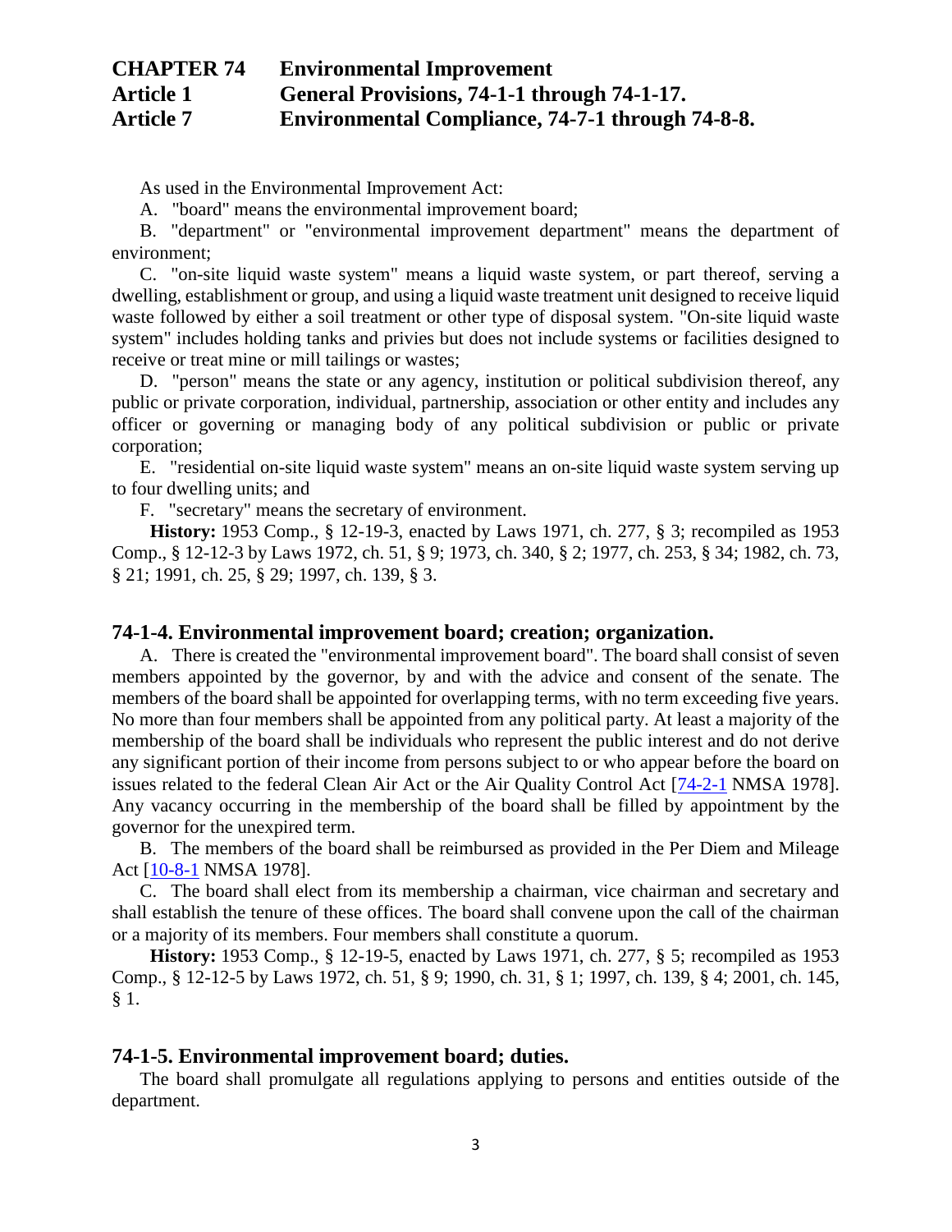# CHAPTER 74 Environmental Improvement
## Article 1 General Provisions, 74-1-1 through 74-1-17.
## Article 7 Environmental Compliance, 74-7-1 through 74-8-8.

As used in the Environmental Improvement Act:

A. "board" means the environmental improvement board;

B. "department" or "environmental improvement department" means the department of environment;

C. "on-site liquid waste system" means a liquid waste system, or part thereof, serving a dwelling, establishment or group, and using a liquid waste treatment unit designed to receive liquid waste followed by either a soil treatment or other type of disposal system. "On-site liquid waste system" includes holding tanks and privies but does not include systems or facilities designed to receive or treat mine or mill tailings or wastes;

D. "person" means the state or any agency, institution or political subdivision thereof, any public or private corporation, individual, partnership, association or other entity and includes any officer or governing or managing body of any political subdivision or public or private corporation;

E. "residential on-site liquid waste system" means an on-site liquid waste system serving up to four dwelling units; and

F. "secretary" means the secretary of environment.

**History:** 1953 Comp., § 12-19-3, enacted by Laws 1971, ch. 277, § 3; recompiled as 1953 Comp., § 12-12-3 by Laws 1972, ch. 51, § 9; 1973, ch. 340, § 2; 1977, ch. 253, § 34; 1982, ch. 73, § 21; 1991, ch. 25, § 29; 1997, ch. 139, § 3.

### 74-1-4. Environmental improvement board; creation; organization.

A. There is created the "environmental improvement board". The board shall consist of seven members appointed by the governor, by and with the advice and consent of the senate. The members of the board shall be appointed for overlapping terms, with no term exceeding five years. No more than four members shall be appointed from any political party. At least a majority of the membership of the board shall be individuals who represent the public interest and do not derive any significant portion of their income from persons subject to or who appear before the board on issues related to the federal Clean Air Act or the Air Quality Control Act [74-2-1 NMSA 1978]. Any vacancy occurring in the membership of the board shall be filled by appointment by the governor for the unexpired term.

B. The members of the board shall be reimbursed as provided in the Per Diem and Mileage Act [10-8-1 NMSA 1978].

C. The board shall elect from its membership a chairman, vice chairman and secretary and shall establish the tenure of these offices. The board shall convene upon the call of the chairman or a majority of its members. Four members shall constitute a quorum.

**History:** 1953 Comp., § 12-19-5, enacted by Laws 1971, ch. 277, § 5; recompiled as 1953 Comp., § 12-12-5 by Laws 1972, ch. 51, § 9; 1990, ch. 31, § 1; 1997, ch. 139, § 4; 2001, ch. 145, § 1.

### 74-1-5. Environmental improvement board; duties.

The board shall promulgate all regulations applying to persons and entities outside of the department.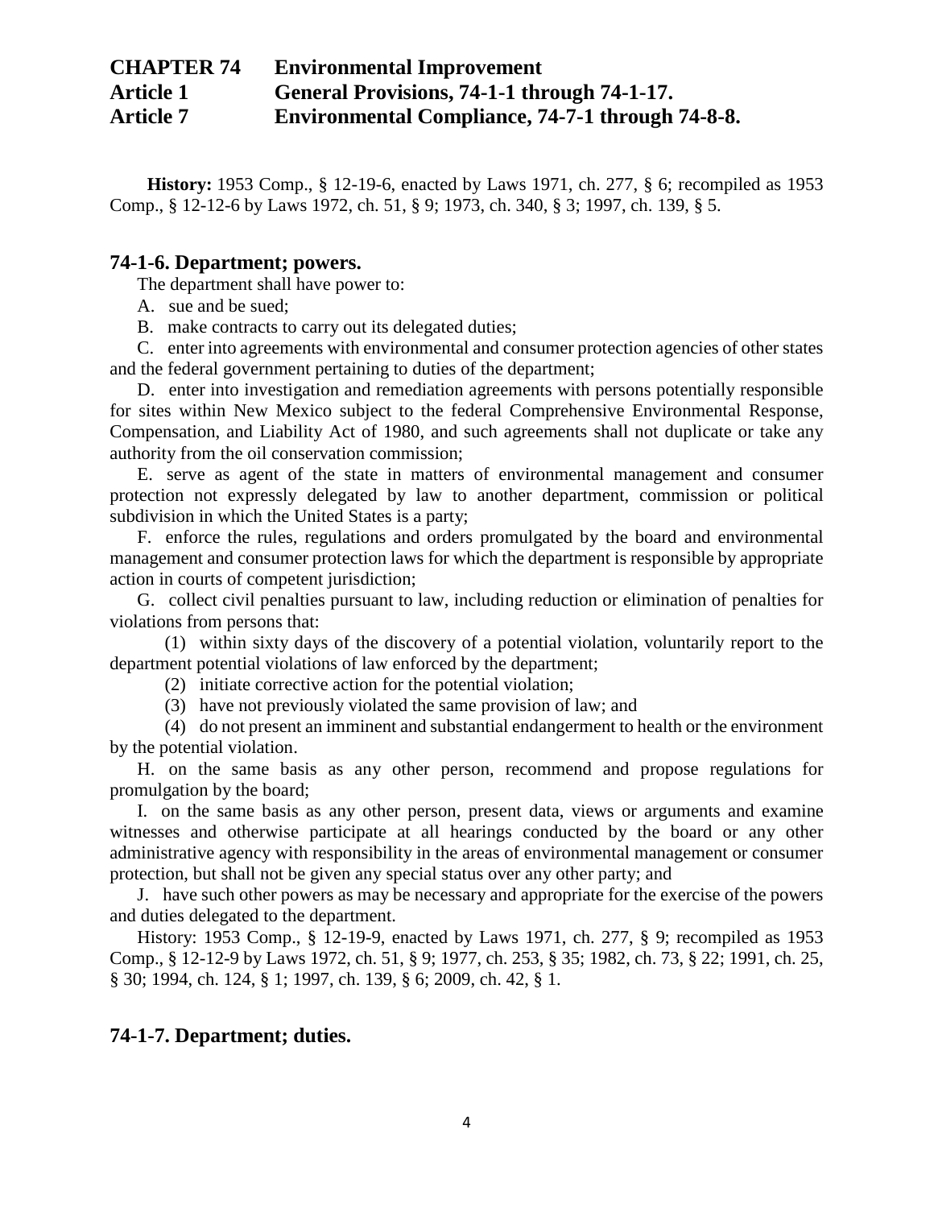# CHAPTER 74 Environmental Improvement
## Article 1 General Provisions, 74-1-1 through 74-1-17.
## Article 7 Environmental Compliance, 74-7-1 through 74-8-8.

**History:** 1953 Comp., § 12-19-6, enacted by Laws 1971, ch. 277, § 6; recompiled as 1953 Comp., § 12-12-6 by Laws 1972, ch. 51, § 9; 1973, ch. 340, § 3; 1997, ch. 139, § 5.

### 74-1-6. Department; powers.

The department shall have power to:

A. sue and be sued;

B. make contracts to carry out its delegated duties;

C. enter into agreements with environmental and consumer protection agencies of other states and the federal government pertaining to duties of the department;

D. enter into investigation and remediation agreements with persons potentially responsible for sites within New Mexico subject to the federal Comprehensive Environmental Response, Compensation, and Liability Act of 1980, and such agreements shall not duplicate or take any authority from the oil conservation commission;

E. serve as agent of the state in matters of environmental management and consumer protection not expressly delegated by law to another department, commission or political subdivision in which the United States is a party;

F. enforce the rules, regulations and orders promulgated by the board and environmental management and consumer protection laws for which the department is responsible by appropriate action in courts of competent jurisdiction;

G. collect civil penalties pursuant to law, including reduction or elimination of penalties for violations from persons that:

(1) within sixty days of the discovery of a potential violation, voluntarily report to the department potential violations of law enforced by the department;

(2) initiate corrective action for the potential violation;

(3) have not previously violated the same provision of law; and

(4) do not present an imminent and substantial endangerment to health or the environment by the potential violation.

H. on the same basis as any other person, recommend and propose regulations for promulgation by the board;

I. on the same basis as any other person, present data, views or arguments and examine witnesses and otherwise participate at all hearings conducted by the board or any other administrative agency with responsibility in the areas of environmental management or consumer protection, but shall not be given any special status over any other party; and

J. have such other powers as may be necessary and appropriate for the exercise of the powers and duties delegated to the department.

History: 1953 Comp., § 12-19-9, enacted by Laws 1971, ch. 277, § 9; recompiled as 1953 Comp., § 12-12-9 by Laws 1972, ch. 51, § 9; 1977, ch. 253, § 35; 1982, ch. 73, § 22; 1991, ch. 25, § 30; 1994, ch. 124, § 1; 1997, ch. 139, § 6; 2009, ch. 42, § 1.

### 74-1-7. Department; duties.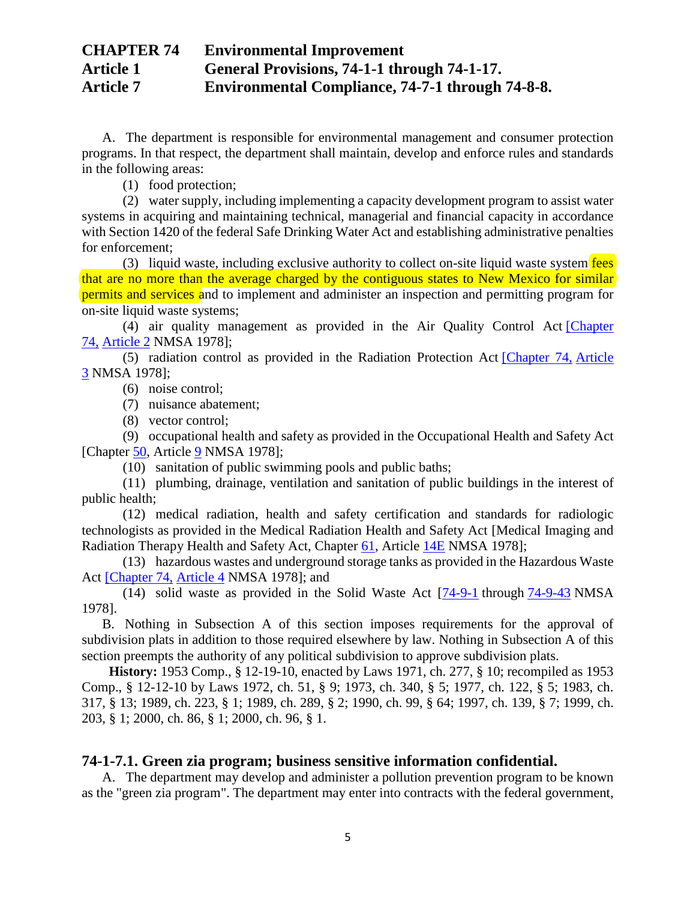# CHAPTER 74 Environmental Improvement
## Article 1 General Provisions, 74-1-1 through 74-1-17.
## Article 7 Environmental Compliance, 74-7-1 through 74-8-8.

A. The department is responsible for environmental management and consumer protection programs. In that respect, the department shall maintain, develop and enforce rules and standards in the following areas:

(1) food protection;

(2) water supply, including implementing a capacity development program to assist water systems in acquiring and maintaining technical, managerial and financial capacity in accordance with Section 1420 of the federal Safe Drinking Water Act and establishing administrative penalties for enforcement;

(3) liquid waste, including exclusive authority to collect on-site liquid waste system fees that are no more than the average charged by the contiguous states to New Mexico for similar permits and services and to implement and administer an inspection and permitting program for on-site liquid waste systems;

(4) air quality management as provided in the Air Quality Control Act [Chapter 74, Article 2 NMSA 1978];

(5) radiation control as provided in the Radiation Protection Act [Chapter 74, Article 3 NMSA 1978];

(6) noise control;

(7) nuisance abatement;

(8) vector control;

(9) occupational health and safety as provided in the Occupational Health and Safety Act [Chapter 50, Article 9 NMSA 1978];

(10) sanitation of public swimming pools and public baths;

(11) plumbing, drainage, ventilation and sanitation of public buildings in the interest of public health;

(12) medical radiation, health and safety certification and standards for radiologic technologists as provided in the Medical Radiation Health and Safety Act [Medical Imaging and Radiation Therapy Health and Safety Act, Chapter 61, Article 14E NMSA 1978];

(13) hazardous wastes and underground storage tanks as provided in the Hazardous Waste Act [Chapter 74, Article 4 NMSA 1978]; and

(14) solid waste as provided in the Solid Waste Act [74-9-1 through 74-9-43 NMSA 1978].

B. Nothing in Subsection A of this section imposes requirements for the approval of subdivision plats in addition to those required elsewhere by law. Nothing in Subsection A of this section preempts the authority of any political subdivision to approve subdivision plats.

**History:** 1953 Comp., § 12-19-10, enacted by Laws 1971, ch. 277, § 10; recompiled as 1953 Comp., § 12-12-10 by Laws 1972, ch. 51, § 9; 1973, ch. 340, § 5; 1977, ch. 122, § 5; 1983, ch. 317, § 13; 1989, ch. 223, § 1; 1989, ch. 289, § 2; 1990, ch. 99, § 64; 1997, ch. 139, § 7; 1999, ch. 203, § 1; 2000, ch. 86, § 1; 2000, ch. 96, § 1.

### 74-1-7.1. Green zia program; business sensitive information confidential.

A. The department may develop and administer a pollution prevention program to be known as the "green zia program". The department may enter into contracts with the federal government,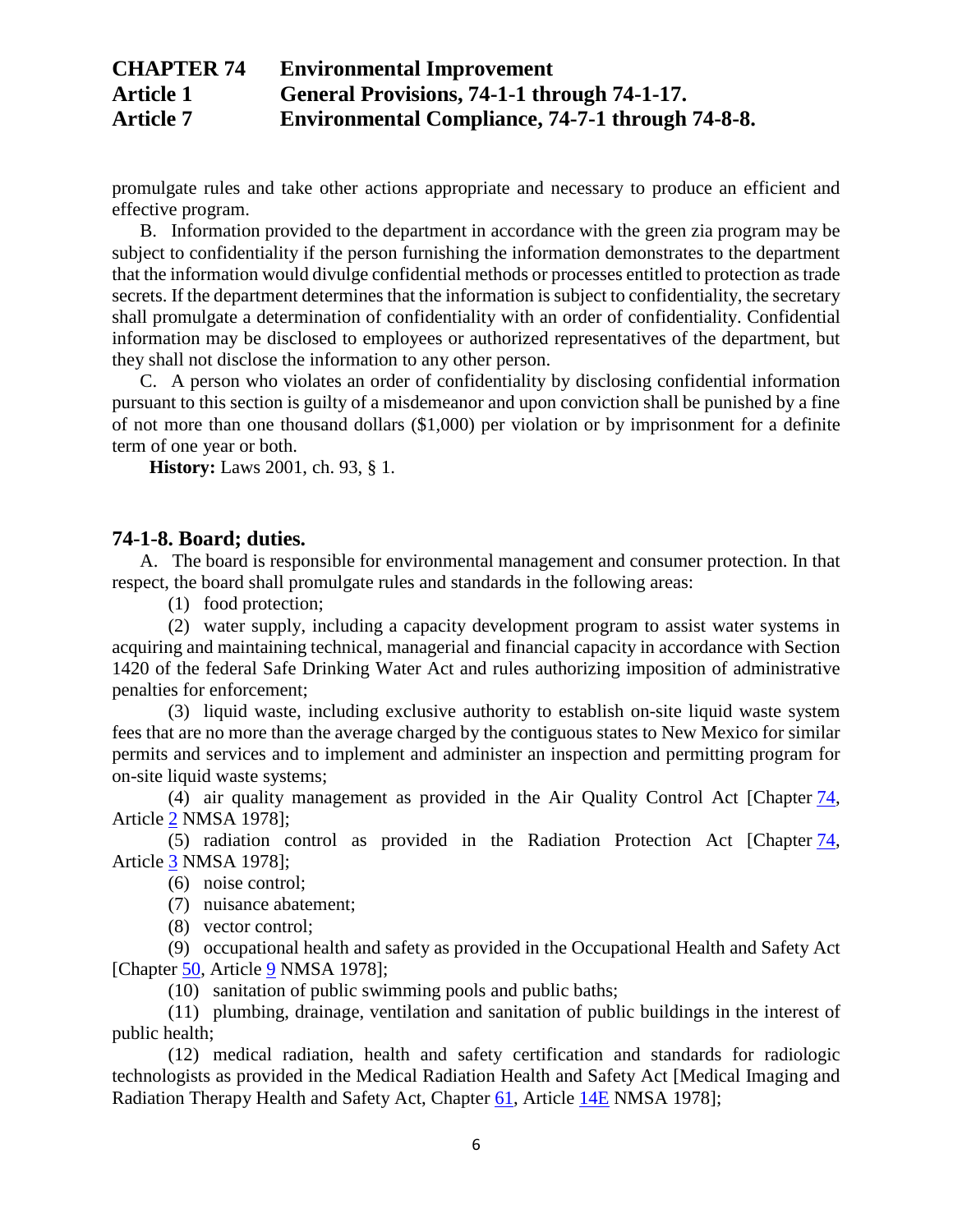promulgate rules and take other actions appropriate and necessary to produce an efficient and effective program.

B. Information provided to the department in accordance with the green zia program may be subject to confidentiality if the person furnishing the information demonstrates to the department that the information would divulge confidential methods or processes entitled to protection as trade secrets. If the department determines that the information is subject to confidentiality, the secretary shall promulgate a determination of confidentiality with an order of confidentiality. Confidential information may be disclosed to employees or authorized representatives of the department, but they shall not disclose the information to any other person.

C. A person who violates an order of confidentiality by disclosing confidential information pursuant to this section is guilty of a misdemeanor and upon conviction shall be punished by a fine of not more than one thousand dollars ($1,000) per violation or by imprisonment for a definite term of one year or both.

**History:** Laws 2001, ch. 93, § 1.

### 74-1-8. Board; duties.

A. The board is responsible for environmental management and consumer protection. In that respect, the board shall promulgate rules and standards in the following areas:

(1) food protection;

(2) water supply, including a capacity development program to assist water systems in acquiring and maintaining technical, managerial and financial capacity in accordance with Section 1420 of the federal Safe Drinking Water Act and rules authorizing imposition of administrative penalties for enforcement;

(3) liquid waste, including exclusive authority to establish on-site liquid waste system fees that are no more than the average charged by the contiguous states to New Mexico for similar permits and services and to implement and administer an inspection and permitting program for on-site liquid waste systems;

(4) air quality management as provided in the Air Quality Control Act [Chapter 74, Article 2 NMSA 1978];

(5) radiation control as provided in the Radiation Protection Act [Chapter 74, Article 3 NMSA 1978];

(6) noise control;

(7) nuisance abatement;

(8) vector control;

(9) occupational health and safety as provided in the Occupational Health and Safety Act [Chapter 50, Article 9 NMSA 1978];

(10) sanitation of public swimming pools and public baths;

(11) plumbing, drainage, ventilation and sanitation of public buildings in the interest of public health;

(12) medical radiation, health and safety certification and standards for radiologic technologists as provided in the Medical Radiation Health and Safety Act [Medical Imaging and Radiation Therapy Health and Safety Act, Chapter 61, Article 14E NMSA 1978];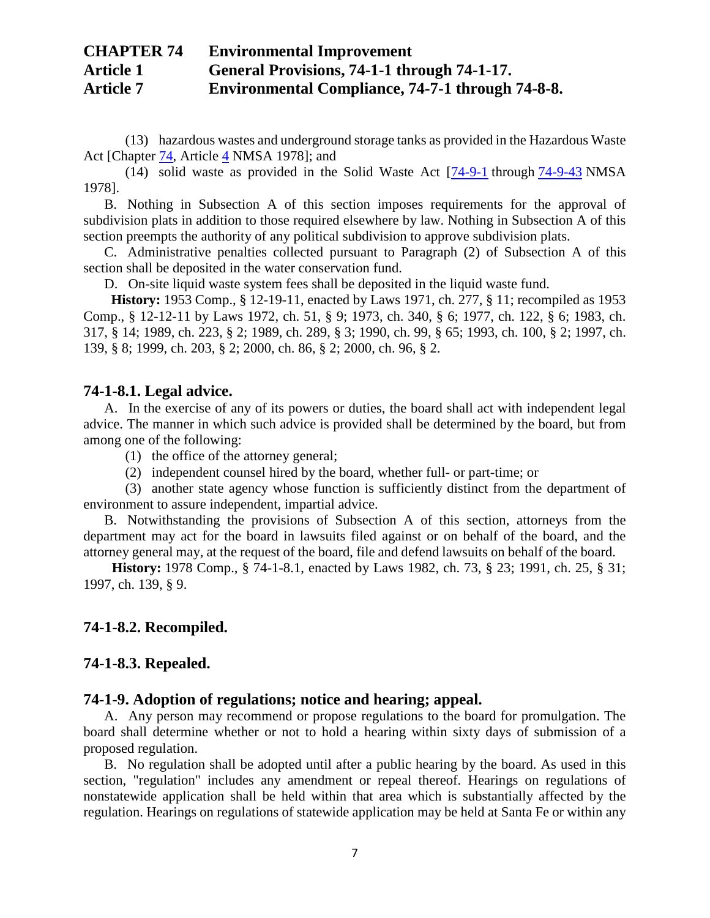(13) hazardous wastes and underground storage tanks as provided in the Hazardous Waste Act [Chapter 74, Article 4 NMSA 1978]; and

(14) solid waste as provided in the Solid Waste Act [74-9-1 through 74-9-43 NMSA 1978].

B. Nothing in Subsection A of this section imposes requirements for the approval of subdivision plats in addition to those required elsewhere by law. Nothing in Subsection A of this section preempts the authority of any political subdivision to approve subdivision plats.

C. Administrative penalties collected pursuant to Paragraph (2) of Subsection A of this section shall be deposited in the water conservation fund.

D. On-site liquid waste system fees shall be deposited in the liquid waste fund.

**History:** 1953 Comp., § 12-19-11, enacted by Laws 1971, ch. 277, § 11; recompiled as 1953 Comp., § 12-12-11 by Laws 1972, ch. 51, § 9; 1973, ch. 340, § 6; 1977, ch. 122, § 6; 1983, ch. 317, § 14; 1989, ch. 223, § 2; 1989, ch. 289, § 3; 1990, ch. 99, § 65; 1993, ch. 100, § 2; 1997, ch. 139, § 8; 1999, ch. 203, § 2; 2000, ch. 86, § 2; 2000, ch. 96, § 2.

### 74-1-8.1. Legal advice.

A. In the exercise of any of its powers or duties, the board shall act with independent legal advice. The manner in which such advice is provided shall be determined by the board, but from among one of the following:

(1) the office of the attorney general;

(2) independent counsel hired by the board, whether full- or part-time; or

(3) another state agency whose function is sufficiently distinct from the department of environment to assure independent, impartial advice.

B. Notwithstanding the provisions of Subsection A of this section, attorneys from the department may act for the board in lawsuits filed against or on behalf of the board, and the attorney general may, at the request of the board, file and defend lawsuits on behalf of the board.

**History:** 1978 Comp., § 74-1-8.1, enacted by Laws 1982, ch. 73, § 23; 1991, ch. 25, § 31; 1997, ch. 139, § 9.

### 74-1-8.2. Recompiled.

### 74-1-8.3. Repealed.

### 74-1-9. Adoption of regulations; notice and hearing; appeal.

A. Any person may recommend or propose regulations to the board for promulgation. The board shall determine whether or not to hold a hearing within sixty days of submission of a proposed regulation.

B. No regulation shall be adopted until after a public hearing by the board. As used in this section, "regulation" includes any amendment or repeal thereof. Hearings on regulations of nonstatewide application shall be held within that area which is substantially affected by the regulation. Hearings on regulations of statewide application may be held at Santa Fe or within any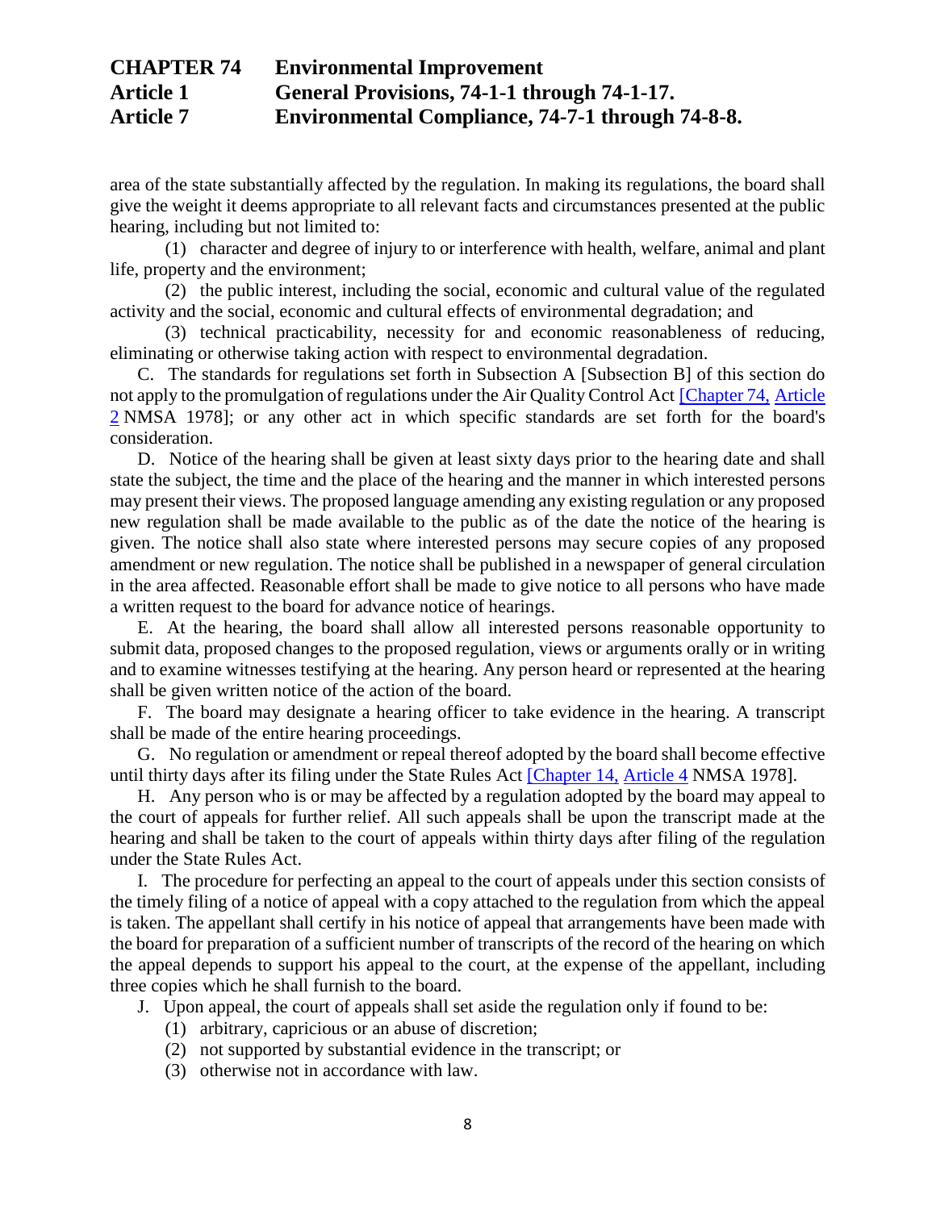area of the state substantially affected by the regulation. In making its regulations, the board shall give the weight it deems appropriate to all relevant facts and circumstances presented at the public hearing, including but not limited to:

(1) character and degree of injury to or interference with health, welfare, animal and plant life, property and the environment;

(2) the public interest, including the social, economic and cultural value of the regulated activity and the social, economic and cultural effects of environmental degradation; and

(3) technical practicability, necessity for and economic reasonableness of reducing, eliminating or otherwise taking action with respect to environmental degradation.

C. The standards for regulations set forth in Subsection A [Subsection B] of this section do not apply to the promulgation of regulations under the Air Quality Control Act [Chapter 74, Article 2 NMSA 1978]; or any other act in which specific standards are set forth for the board's consideration.

D. Notice of the hearing shall be given at least sixty days prior to the hearing date and shall state the subject, the time and the place of the hearing and the manner in which interested persons may present their views. The proposed language amending any existing regulation or any proposed new regulation shall be made available to the public as of the date the notice of the hearing is given. The notice shall also state where interested persons may secure copies of any proposed amendment or new regulation. The notice shall be published in a newspaper of general circulation in the area affected. Reasonable effort shall be made to give notice to all persons who have made a written request to the board for advance notice of hearings.

E. At the hearing, the board shall allow all interested persons reasonable opportunity to submit data, proposed changes to the proposed regulation, views or arguments orally or in writing and to examine witnesses testifying at the hearing. Any person heard or represented at the hearing shall be given written notice of the action of the board.

F. The board may designate a hearing officer to take evidence in the hearing. A transcript shall be made of the entire hearing proceedings.

G. No regulation or amendment or repeal thereof adopted by the board shall become effective until thirty days after its filing under the State Rules Act [Chapter 14, Article 4 NMSA 1978].

H. Any person who is or may be affected by a regulation adopted by the board may appeal to the court of appeals for further relief. All such appeals shall be upon the transcript made at the hearing and shall be taken to the court of appeals within thirty days after filing of the regulation under the State Rules Act.

I. The procedure for perfecting an appeal to the court of appeals under this section consists of the timely filing of a notice of appeal with a copy attached to the regulation from which the appeal is taken. The appellant shall certify in his notice of appeal that arrangements have been made with the board for preparation of a sufficient number of transcripts of the record of the hearing on which the appeal depends to support his appeal to the court, at the expense of the appellant, including three copies which he shall furnish to the board.

J. Upon appeal, the court of appeals shall set aside the regulation only if found to be:

(1) arbitrary, capricious or an abuse of discretion;

(2) not supported by substantial evidence in the transcript; or

(3) otherwise not in accordance with law.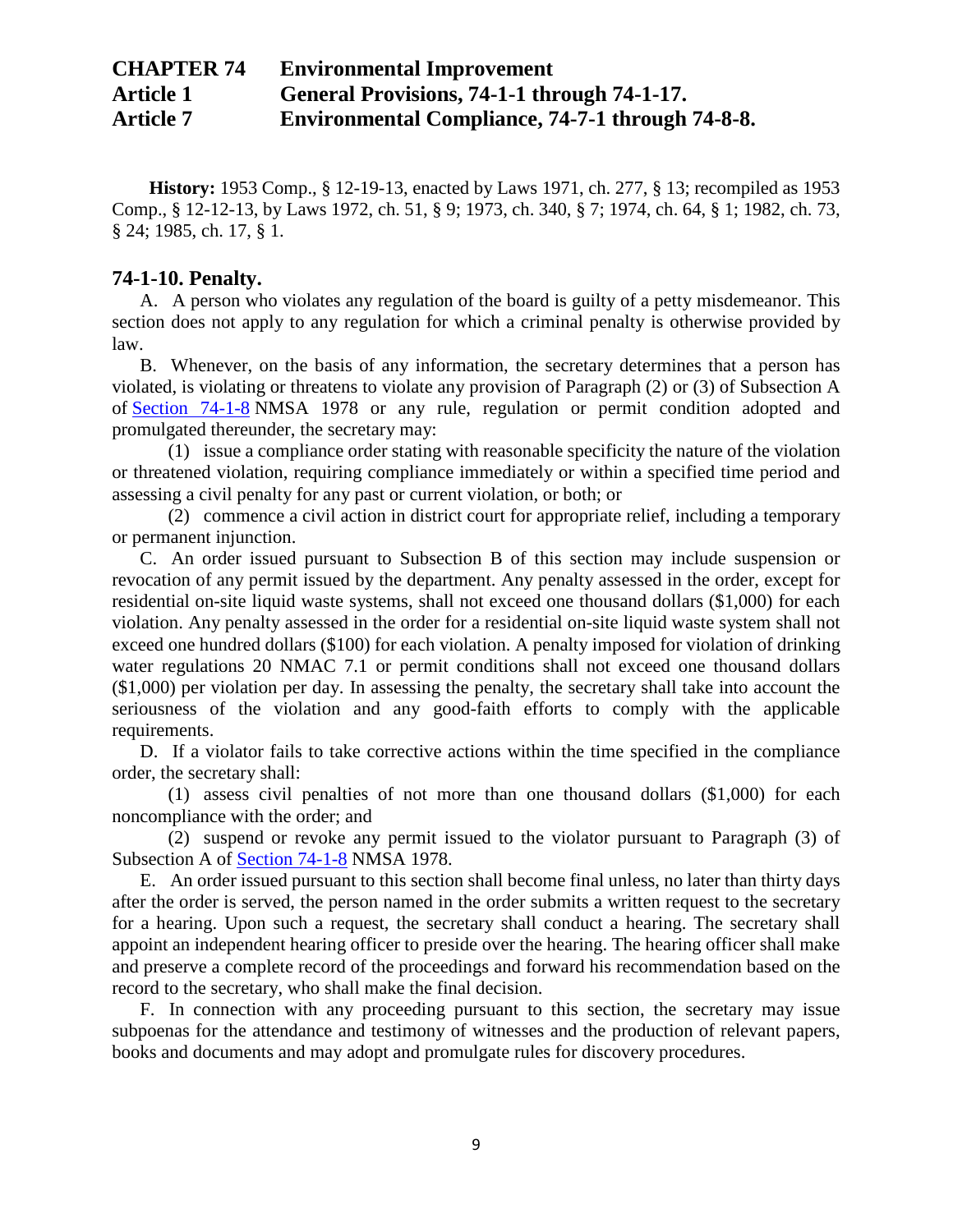**History:** 1953 Comp., § 12-19-13, enacted by Laws 1971, ch. 277, § 13; recompiled as 1953 Comp., § 12-12-13, by Laws 1972, ch. 51, § 9; 1973, ch. 340, § 7; 1974, ch. 64, § 1; 1982, ch. 73, § 24; 1985, ch. 17, § 1.

## 74-1-10. Penalty.

A. A person who violates any regulation of the board is guilty of a petty misdemeanor. This section does not apply to any regulation for which a criminal penalty is otherwise provided by law.

B. Whenever, on the basis of any information, the secretary determines that a person has violated, is violating or threatens to violate any provision of Paragraph (2) or (3) of Subsection A of Section 74-1-8 NMSA 1978 or any rule, regulation or permit condition adopted and promulgated thereunder, the secretary may:

(1) issue a compliance order stating with reasonable specificity the nature of the violation or threatened violation, requiring compliance immediately or within a specified time period and assessing a civil penalty for any past or current violation, or both; or

(2) commence a civil action in district court for appropriate relief, including a temporary or permanent injunction.

C. An order issued pursuant to Subsection B of this section may include suspension or revocation of any permit issued by the department. Any penalty assessed in the order, except for residential on-site liquid waste systems, shall not exceed one thousand dollars ($1,000) for each violation. Any penalty assessed in the order for a residential on-site liquid waste system shall not exceed one hundred dollars ($100) for each violation. A penalty imposed for violation of drinking water regulations 20 NMAC 7.1 or permit conditions shall not exceed one thousand dollars ($1,000) per violation per day. In assessing the penalty, the secretary shall take into account the seriousness of the violation and any good-faith efforts to comply with the applicable requirements.

D. If a violator fails to take corrective actions within the time specified in the compliance order, the secretary shall:

(1) assess civil penalties of not more than one thousand dollars ($1,000) for each noncompliance with the order; and

(2) suspend or revoke any permit issued to the violator pursuant to Paragraph (3) of Subsection A of Section 74-1-8 NMSA 1978.

E. An order issued pursuant to this section shall become final unless, no later than thirty days after the order is served, the person named in the order submits a written request to the secretary for a hearing. Upon such a request, the secretary shall conduct a hearing. The secretary shall appoint an independent hearing officer to preside over the hearing. The hearing officer shall make and preserve a complete record of the proceedings and forward his recommendation based on the record to the secretary, who shall make the final decision.

F. In connection with any proceeding pursuant to this section, the secretary may issue subpoenas for the attendance and testimony of witnesses and the production of relevant papers, books and documents and may adopt and promulgate rules for discovery procedures.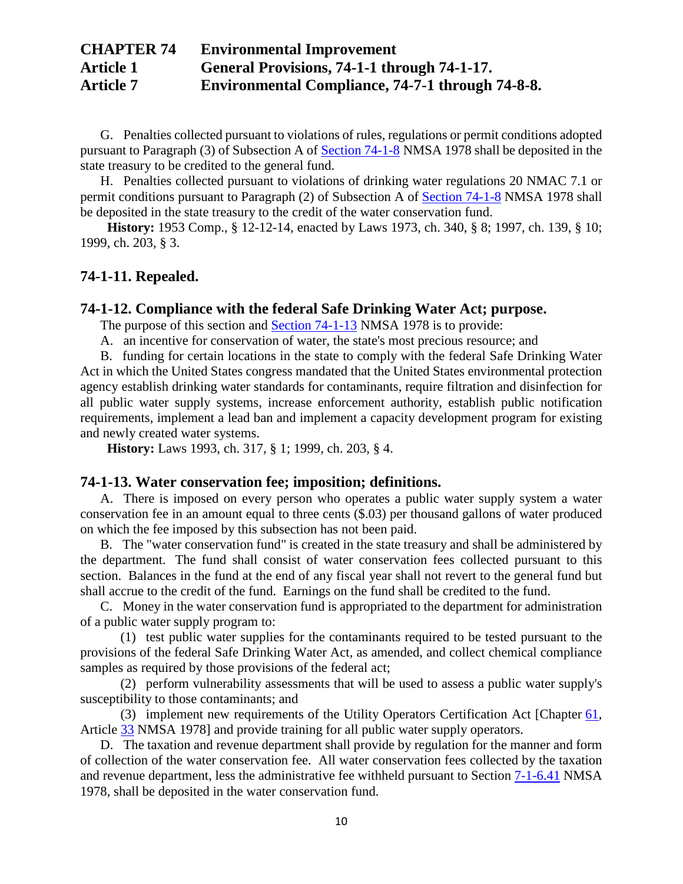G. Penalties collected pursuant to violations of rules, regulations or permit conditions adopted pursuant to Paragraph (3) of Subsection A of Section 74-1-8 NMSA 1978 shall be deposited in the state treasury to be credited to the general fund.

H. Penalties collected pursuant to violations of drinking water regulations 20 NMAC 7.1 or permit conditions pursuant to Paragraph (2) of Subsection A of Section 74-1-8 NMSA 1978 shall be deposited in the state treasury to the credit of the water conservation fund.

**History:** 1953 Comp., § 12-12-14, enacted by Laws 1973, ch. 340, § 8; 1997, ch. 139, § 10; 1999, ch. 203, § 3.

### 74-1-11. Repealed.

### 74-1-12. Compliance with the federal Safe Drinking Water Act; purpose.

The purpose of this section and Section 74-1-13 NMSA 1978 is to provide:

A. an incentive for conservation of water, the state's most precious resource; and

B. funding for certain locations in the state to comply with the federal Safe Drinking Water Act in which the United States congress mandated that the United States environmental protection agency establish drinking water standards for contaminants, require filtration and disinfection for all public water supply systems, increase enforcement authority, establish public notification requirements, implement a lead ban and implement a capacity development program for existing and newly created water systems.

**History:** Laws 1993, ch. 317, § 1; 1999, ch. 203, § 4.

### 74-1-13. Water conservation fee; imposition; definitions.

A. There is imposed on every person who operates a public water supply system a water conservation fee in an amount equal to three cents ($.03) per thousand gallons of water produced on which the fee imposed by this subsection has not been paid.

B. The "water conservation fund" is created in the state treasury and shall be administered by the department. The fund shall consist of water conservation fees collected pursuant to this section. Balances in the fund at the end of any fiscal year shall not revert to the general fund but shall accrue to the credit of the fund. Earnings on the fund shall be credited to the fund.

C. Money in the water conservation fund is appropriated to the department for administration of a public water supply program to:

(1) test public water supplies for the contaminants required to be tested pursuant to the provisions of the federal Safe Drinking Water Act, as amended, and collect chemical compliance samples as required by those provisions of the federal act;

(2) perform vulnerability assessments that will be used to assess a public water supply's susceptibility to those contaminants; and

(3) implement new requirements of the Utility Operators Certification Act [Chapter 61, Article 33 NMSA 1978] and provide training for all public water supply operators.

D. The taxation and revenue department shall provide by regulation for the manner and form of collection of the water conservation fee. All water conservation fees collected by the taxation and revenue department, less the administrative fee withheld pursuant to Section 7-1-6.41 NMSA 1978, shall be deposited in the water conservation fund.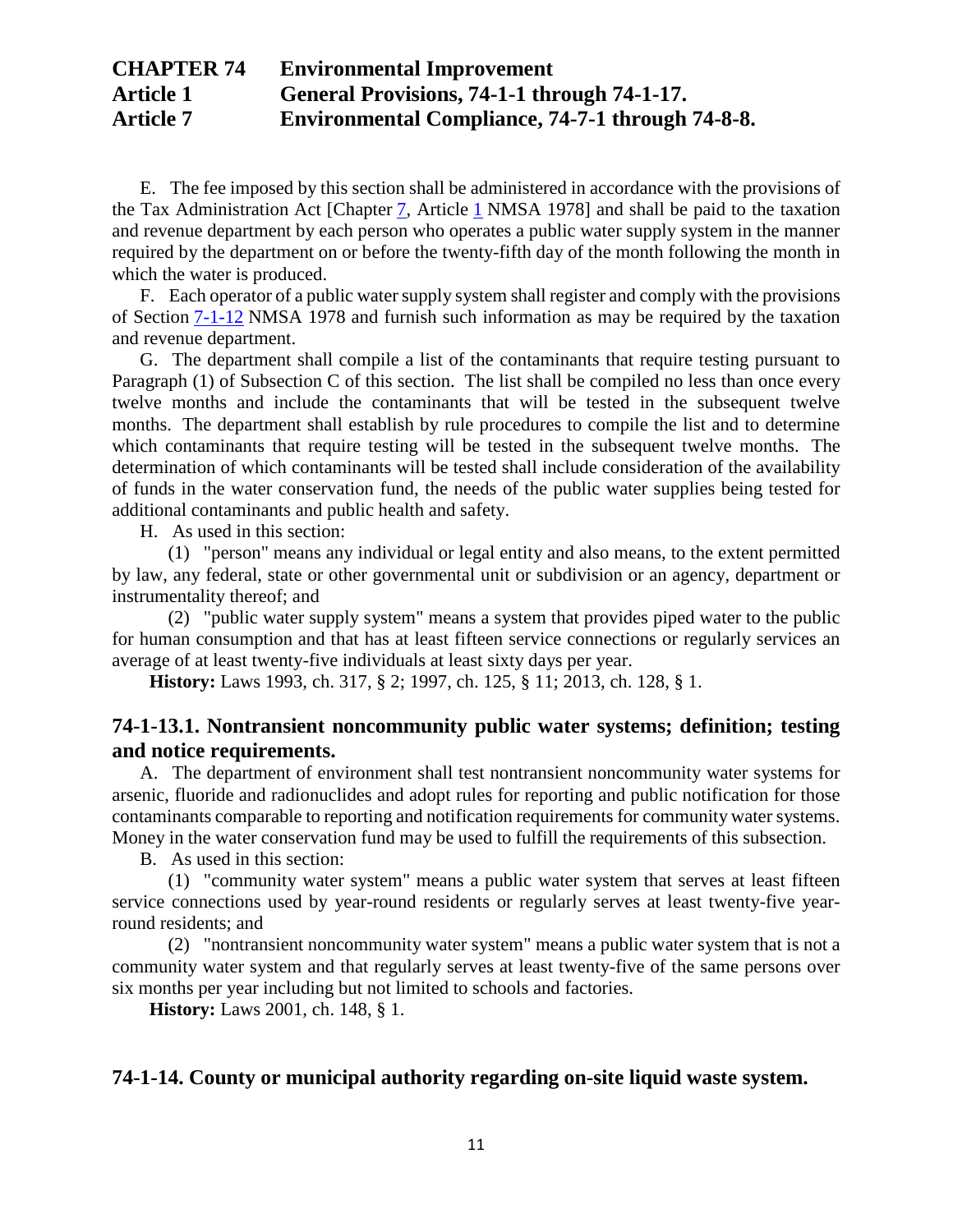E. The fee imposed by this section shall be administered in accordance with the provisions of the Tax Administration Act [Chapter 7, Article 1 NMSA 1978] and shall be paid to the taxation and revenue department by each person who operates a public water supply system in the manner required by the department on or before the twenty-fifth day of the month following the month in which the water is produced.

F. Each operator of a public water supply system shall register and comply with the provisions of Section 7-1-12 NMSA 1978 and furnish such information as may be required by the taxation and revenue department.

G. The department shall compile a list of the contaminants that require testing pursuant to Paragraph (1) of Subsection C of this section. The list shall be compiled no less than once every twelve months and include the contaminants that will be tested in the subsequent twelve months. The department shall establish by rule procedures to compile the list and to determine which contaminants that require testing will be tested in the subsequent twelve months. The determination of which contaminants will be tested shall include consideration of the availability of funds in the water conservation fund, the needs of the public water supplies being tested for additional contaminants and public health and safety.

H. As used in this section:

(1) "person" means any individual or legal entity and also means, to the extent permitted by law, any federal, state or other governmental unit or subdivision or an agency, department or instrumentality thereof; and

(2) "public water supply system" means a system that provides piped water to the public for human consumption and that has at least fifteen service connections or regularly services an average of at least twenty-five individuals at least sixty days per year.

**History:** Laws 1993, ch. 317, § 2; 1997, ch. 125, § 11; 2013, ch. 128, § 1.

## 74-1-13.1. Nontransient noncommunity public water systems; definition; testing and notice requirements.

A. The department of environment shall test nontransient noncommunity water systems for arsenic, fluoride and radionuclides and adopt rules for reporting and public notification for those contaminants comparable to reporting and notification requirements for community water systems. Money in the water conservation fund may be used to fulfill the requirements of this subsection.

B. As used in this section:

(1) "community water system" means a public water system that serves at least fifteen service connections used by year-round residents or regularly serves at least twenty-five year-round residents; and

(2) "nontransient noncommunity water system" means a public water system that is not a community water system and that regularly serves at least twenty-five of the same persons over six months per year including but not limited to schools and factories.

**History:** Laws 2001, ch. 148, § 1.

## 74-1-14. County or municipal authority regarding on-site liquid waste system.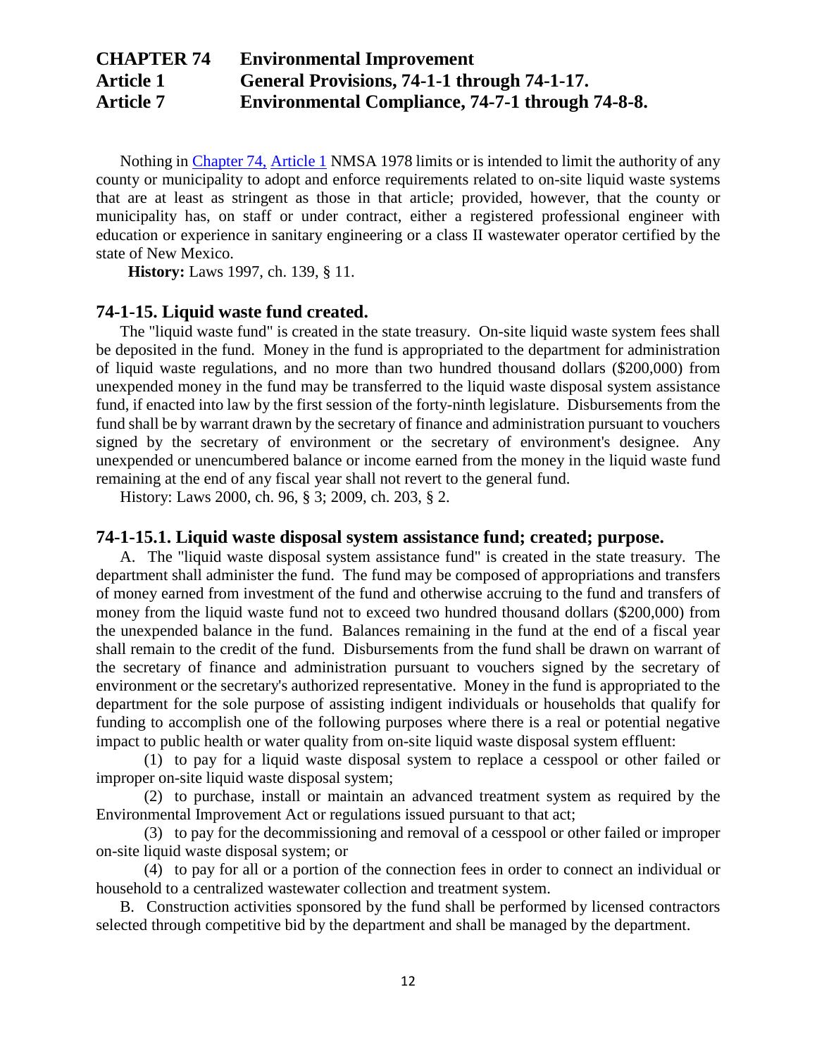# CHAPTER 74 Environmental Improvement
## Article 1 General Provisions, 74-1-1 through 74-1-17.
## Article 7 Environmental Compliance, 74-7-1 through 74-8-8.

Nothing in Chapter 74, Article 1 NMSA 1978 limits or is intended to limit the authority of any county or municipality to adopt and enforce requirements related to on-site liquid waste systems that are at least as stringent as those in that article; provided, however, that the county or municipality has, on staff or under contract, either a registered professional engineer with education or experience in sanitary engineering or a class II wastewater operator certified by the state of New Mexico.

**History:** Laws 1997, ch. 139, § 11.

### 74-1-15. Liquid waste fund created.

The "liquid waste fund" is created in the state treasury. On-site liquid waste system fees shall be deposited in the fund. Money in the fund is appropriated to the department for administration of liquid waste regulations, and no more than two hundred thousand dollars ($200,000) from unexpended money in the fund may be transferred to the liquid waste disposal system assistance fund, if enacted into law by the first session of the forty-ninth legislature. Disbursements from the fund shall be by warrant drawn by the secretary of finance and administration pursuant to vouchers signed by the secretary of environment or the secretary of environment's designee. Any unexpended or unencumbered balance or income earned from the money in the liquid waste fund remaining at the end of any fiscal year shall not revert to the general fund.

History: Laws 2000, ch. 96, § 3; 2009, ch. 203, § 2.

### 74-1-15.1. Liquid waste disposal system assistance fund; created; purpose.

A. The "liquid waste disposal system assistance fund" is created in the state treasury. The department shall administer the fund. The fund may be composed of appropriations and transfers of money earned from investment of the fund and otherwise accruing to the fund and transfers of money from the liquid waste fund not to exceed two hundred thousand dollars ($200,000) from the unexpended balance in the fund. Balances remaining in the fund at the end of a fiscal year shall remain to the credit of the fund. Disbursements from the fund shall be drawn on warrant of the secretary of finance and administration pursuant to vouchers signed by the secretary of environment or the secretary's authorized representative. Money in the fund is appropriated to the department for the sole purpose of assisting indigent individuals or households that qualify for funding to accomplish one of the following purposes where there is a real or potential negative impact to public health or water quality from on-site liquid waste disposal system effluent:

(1) to pay for a liquid waste disposal system to replace a cesspool or other failed or improper on-site liquid waste disposal system;

(2) to purchase, install or maintain an advanced treatment system as required by the Environmental Improvement Act or regulations issued pursuant to that act;

(3) to pay for the decommissioning and removal of a cesspool or other failed or improper on-site liquid waste disposal system; or

(4) to pay for all or a portion of the connection fees in order to connect an individual or household to a centralized wastewater collection and treatment system.

B. Construction activities sponsored by the fund shall be performed by licensed contractors selected through competitive bid by the department and shall be managed by the department.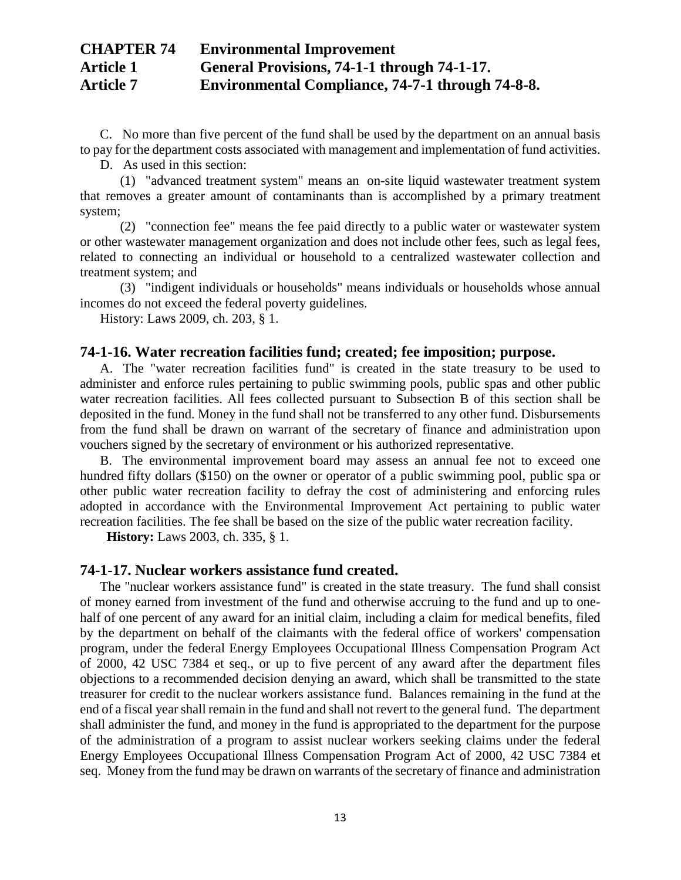C. No more than five percent of the fund shall be used by the department on an annual basis to pay for the department costs associated with management and implementation of fund activities.

D. As used in this section:

(1) "advanced treatment system" means an on-site liquid wastewater treatment system that removes a greater amount of contaminants than is accomplished by a primary treatment system;

(2) "connection fee" means the fee paid directly to a public water or wastewater system or other wastewater management organization and does not include other fees, such as legal fees, related to connecting an individual or household to a centralized wastewater collection and treatment system; and

(3) "indigent individuals or households" means individuals or households whose annual incomes do not exceed the federal poverty guidelines.

History: Laws 2009, ch. 203, § 1.

## 74-1-16. Water recreation facilities fund; created; fee imposition; purpose.

A. The "water recreation facilities fund" is created in the state treasury to be used to administer and enforce rules pertaining to public swimming pools, public spas and other public water recreation facilities. All fees collected pursuant to Subsection B of this section shall be deposited in the fund. Money in the fund shall not be transferred to any other fund. Disbursements from the fund shall be drawn on warrant of the secretary of finance and administration upon vouchers signed by the secretary of environment or his authorized representative.

B. The environmental improvement board may assess an annual fee not to exceed one hundred fifty dollars ($150) on the owner or operator of a public swimming pool, public spa or other public water recreation facility to defray the cost of administering and enforcing rules adopted in accordance with the Environmental Improvement Act pertaining to public water recreation facilities. The fee shall be based on the size of the public water recreation facility.

**History:** Laws 2003, ch. 335, § 1.

## 74-1-17. Nuclear workers assistance fund created.

The "nuclear workers assistance fund" is created in the state treasury. The fund shall consist of money earned from investment of the fund and otherwise accruing to the fund and up to one-half of one percent of any award for an initial claim, including a claim for medical benefits, filed by the department on behalf of the claimants with the federal office of workers' compensation program, under the federal Energy Employees Occupational Illness Compensation Program Act of 2000, 42 USC 7384 et seq., or up to five percent of any award after the department files objections to a recommended decision denying an award, which shall be transmitted to the state treasurer for credit to the nuclear workers assistance fund. Balances remaining in the fund at the end of a fiscal year shall remain in the fund and shall not revert to the general fund. The department shall administer the fund, and money in the fund is appropriated to the department for the purpose of the administration of a program to assist nuclear workers seeking claims under the federal Energy Employees Occupational Illness Compensation Program Act of 2000, 42 USC 7384 et seq. Money from the fund may be drawn on warrants of the secretary of finance and administration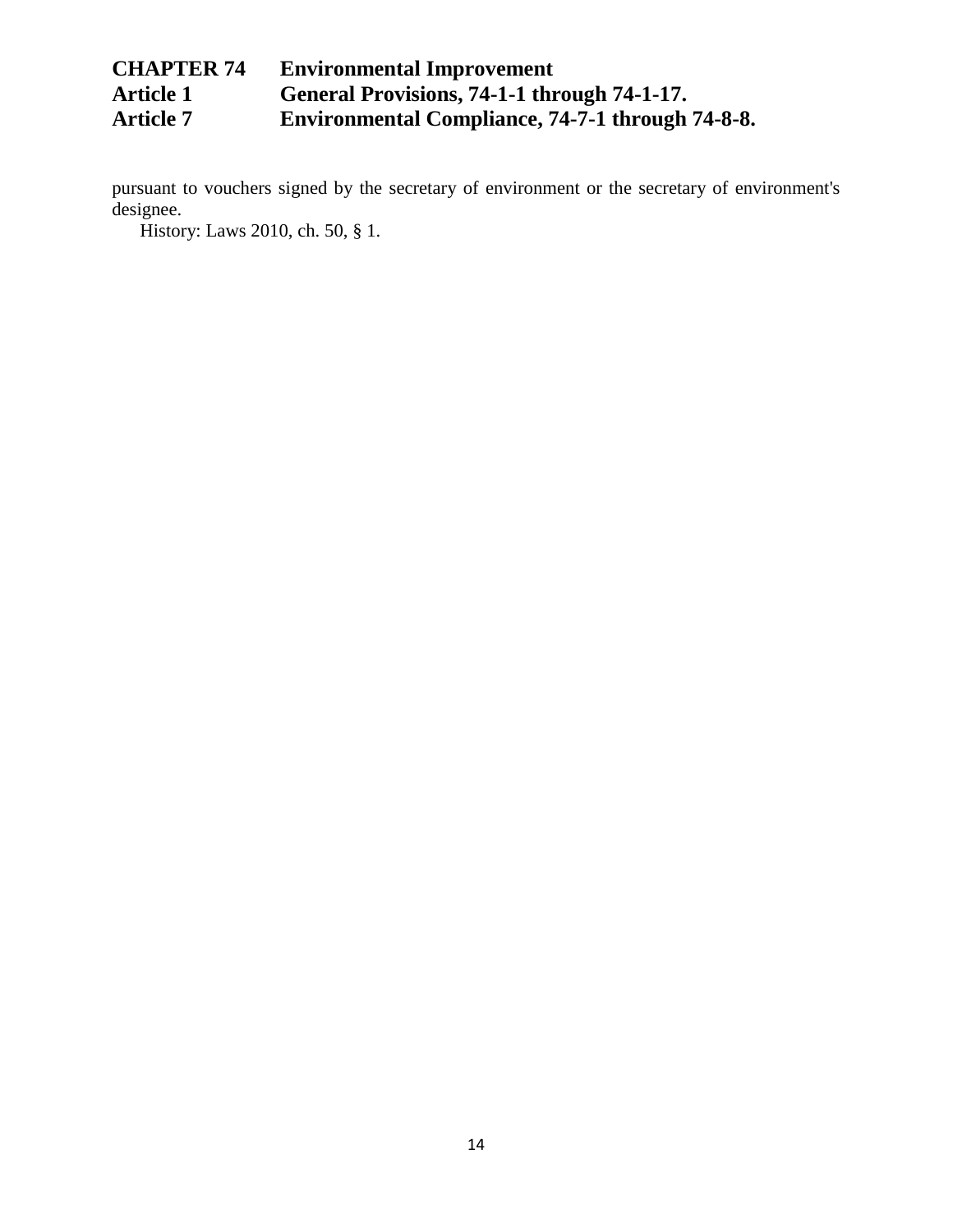pursuant to vouchers signed by the secretary of environment or the secretary of environment's designee.

History: Laws 2010, ch. 50, § 1.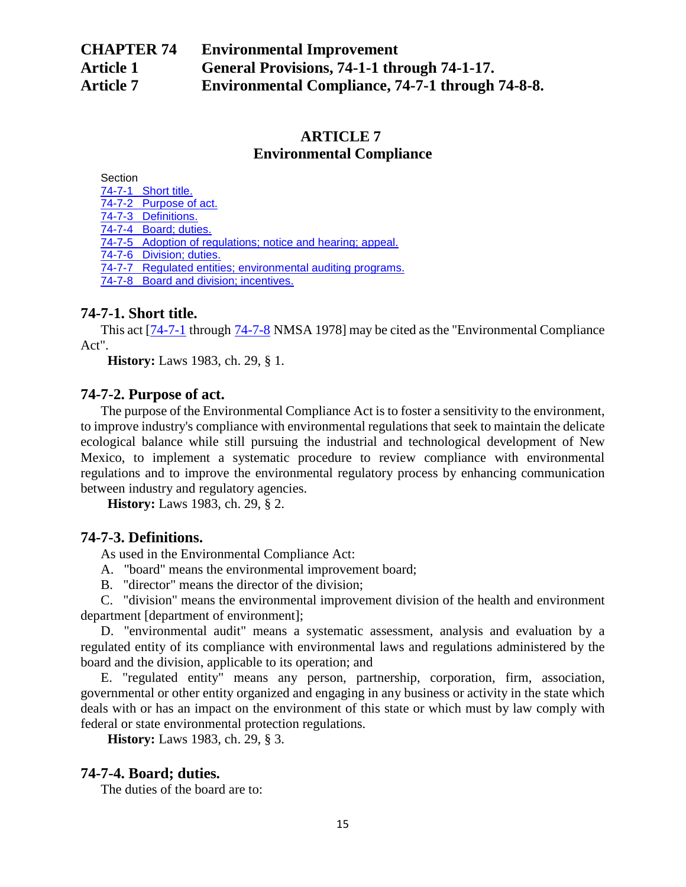## CHAPTER 74 Environmental Improvement
## Article 1 General Provisions, 74-1-1 through 74-1-17.
## Article 7 Environmental Compliance, 74-7-1 through 74-8-8.

# ARTICLE 7
# Environmental Compliance

Section
[74-7-1 Short title.]
[74-7-2 Purpose of act.]
[74-7-3 Definitions.]
[74-7-4 Board; duties.]
[74-7-5 Adoption of regulations; notice and hearing; appeal.]
[74-7-6 Division; duties.]
[74-7-7 Regulated entities; environmental auditing programs.]
[74-7-8 Board and division; incentives.]

### 74-7-1. Short title.

This act [74-7-1 through 74-7-8 NMSA 1978] may be cited as the "Environmental Compliance Act".

**History:** Laws 1983, ch. 29, § 1.

### 74-7-2. Purpose of act.

The purpose of the Environmental Compliance Act is to foster a sensitivity to the environment, to improve industry's compliance with environmental regulations that seek to maintain the delicate ecological balance while still pursuing the industrial and technological development of New Mexico, to implement a systematic procedure to review compliance with environmental regulations and to improve the environmental regulatory process by enhancing communication between industry and regulatory agencies.

**History:** Laws 1983, ch. 29, § 2.

### 74-7-3. Definitions.

As used in the Environmental Compliance Act:

A. "board" means the environmental improvement board;

B. "director" means the director of the division;

C. "division" means the environmental improvement division of the health and environment department [department of environment];

D. "environmental audit" means a systematic assessment, analysis and evaluation by a regulated entity of its compliance with environmental laws and regulations administered by the board and the division, applicable to its operation; and

E. "regulated entity" means any person, partnership, corporation, firm, association, governmental or other entity organized and engaging in any business or activity in the state which deals with or has an impact on the environment of this state or which must by law comply with federal or state environmental protection regulations.

**History:** Laws 1983, ch. 29, § 3.

### 74-7-4. Board; duties.

The duties of the board are to: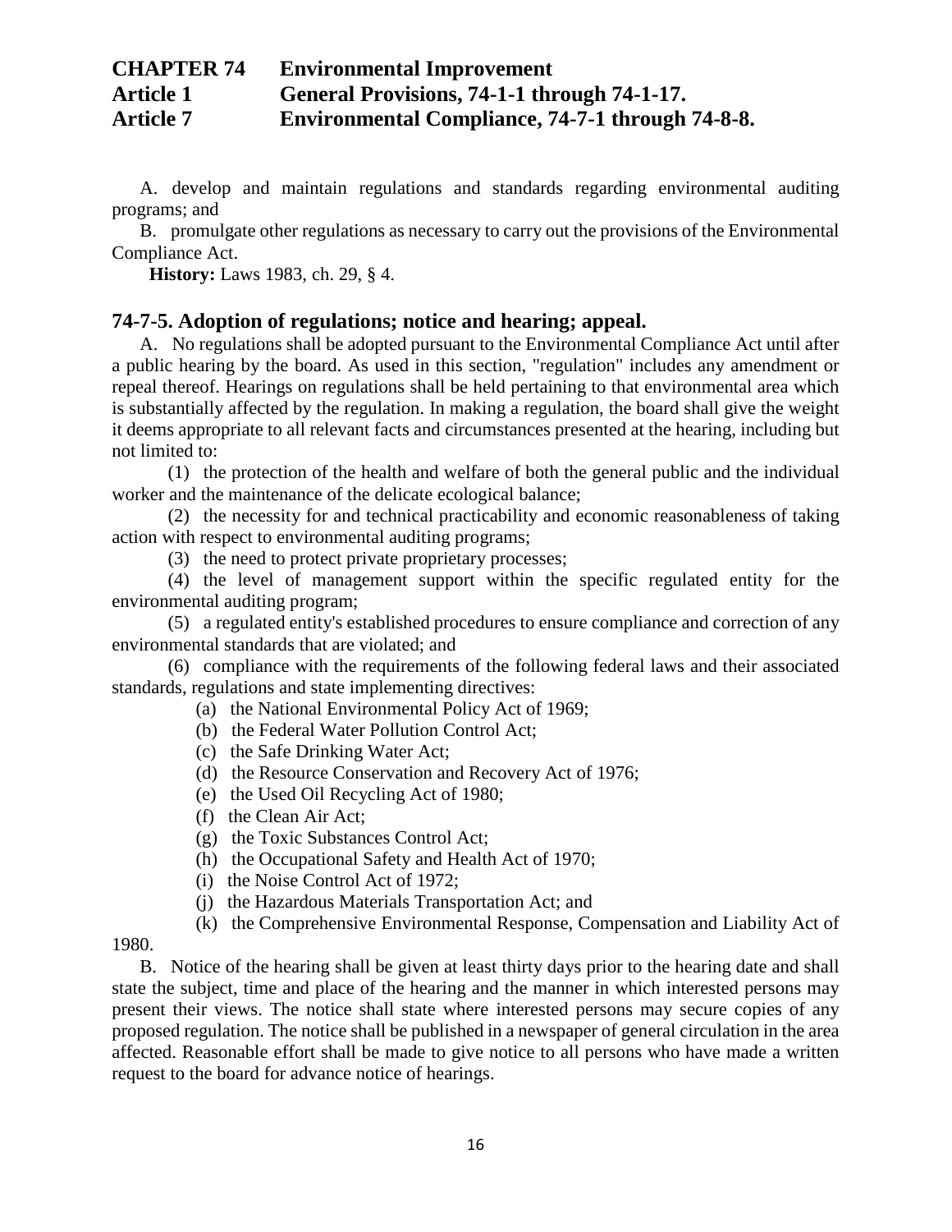A. develop and maintain regulations and standards regarding environmental auditing programs; and

B. promulgate other regulations as necessary to carry out the provisions of the Environmental Compliance Act.

**History:** Laws 1983, ch. 29, § 4.

## 74-7-5. Adoption of regulations; notice and hearing; appeal.

A. No regulations shall be adopted pursuant to the Environmental Compliance Act until after a public hearing by the board. As used in this section, "regulation" includes any amendment or repeal thereof. Hearings on regulations shall be held pertaining to that environmental area which is substantially affected by the regulation. In making a regulation, the board shall give the weight it deems appropriate to all relevant facts and circumstances presented at the hearing, including but not limited to:

(1) the protection of the health and welfare of both the general public and the individual worker and the maintenance of the delicate ecological balance;

(2) the necessity for and technical practicability and economic reasonableness of taking action with respect to environmental auditing programs;

(3) the need to protect private proprietary processes;

(4) the level of management support within the specific regulated entity for the environmental auditing program;

(5) a regulated entity's established procedures to ensure compliance and correction of any environmental standards that are violated; and

(6) compliance with the requirements of the following federal laws and their associated standards, regulations and state implementing directives:

(a) the National Environmental Policy Act of 1969;

(b) the Federal Water Pollution Control Act;

(c) the Safe Drinking Water Act;

(d) the Resource Conservation and Recovery Act of 1976;

(e) the Used Oil Recycling Act of 1980;

(f) the Clean Air Act;

(g) the Toxic Substances Control Act;

(h) the Occupational Safety and Health Act of 1970;

(i) the Noise Control Act of 1972;

(j) the Hazardous Materials Transportation Act; and

(k) the Comprehensive Environmental Response, Compensation and Liability Act of 1980.

B. Notice of the hearing shall be given at least thirty days prior to the hearing date and shall state the subject, time and place of the hearing and the manner in which interested persons may present their views. The notice shall state where interested persons may secure copies of any proposed regulation. The notice shall be published in a newspaper of general circulation in the area affected. Reasonable effort shall be made to give notice to all persons who have made a written request to the board for advance notice of hearings.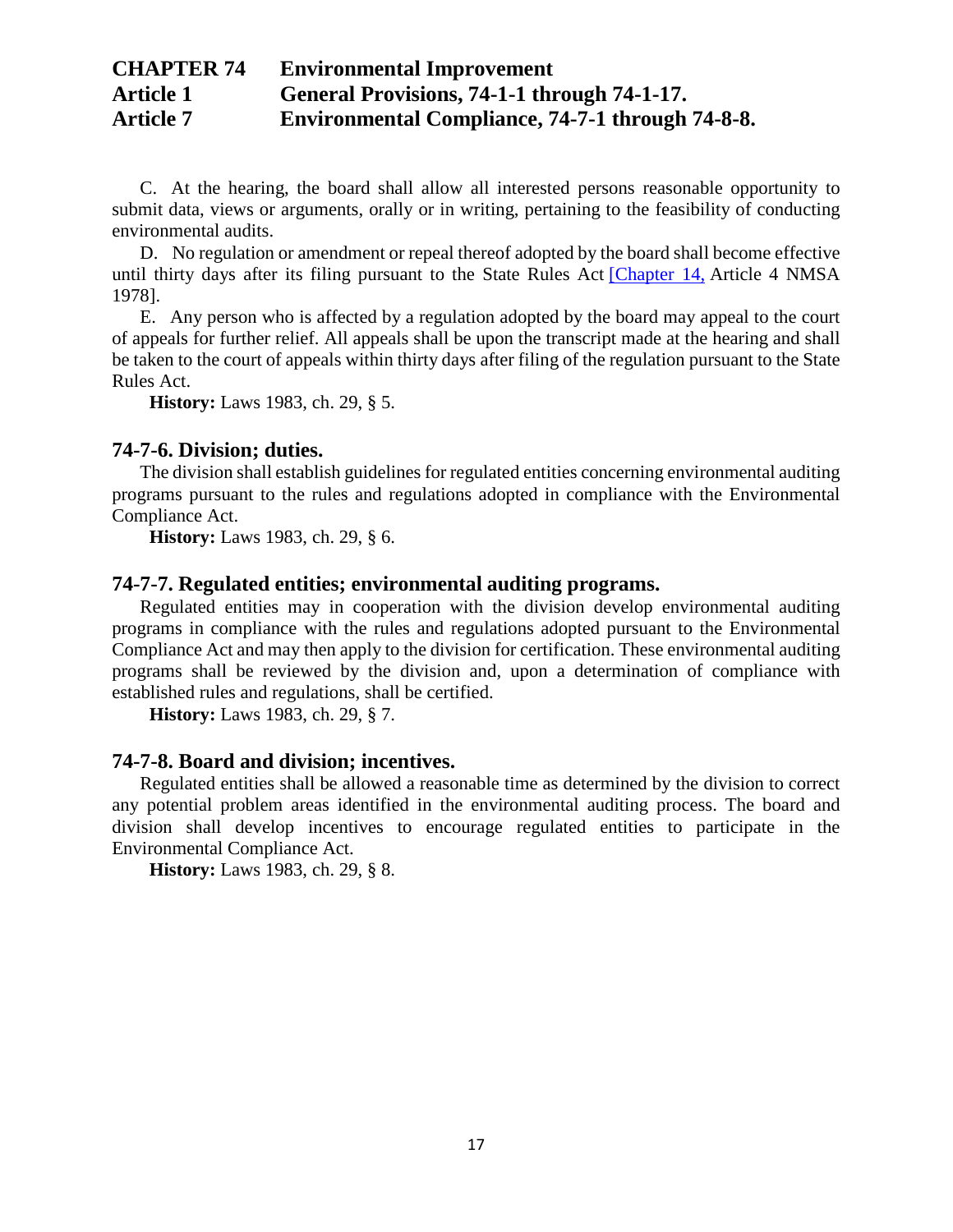C. At the hearing, the board shall allow all interested persons reasonable opportunity to submit data, views or arguments, orally or in writing, pertaining to the feasibility of conducting environmental audits.

D. No regulation or amendment or repeal thereof adopted by the board shall become effective until thirty days after its filing pursuant to the State Rules Act [Chapter 14, Article 4 NMSA 1978].

E. Any person who is affected by a regulation adopted by the board may appeal to the court of appeals for further relief. All appeals shall be upon the transcript made at the hearing and shall be taken to the court of appeals within thirty days after filing of the regulation pursuant to the State Rules Act.

**History:** Laws 1983, ch. 29, § 5.

### 74-7-6. Division; duties.

The division shall establish guidelines for regulated entities concerning environmental auditing programs pursuant to the rules and regulations adopted in compliance with the Environmental Compliance Act.

**History:** Laws 1983, ch. 29, § 6.

### 74-7-7. Regulated entities; environmental auditing programs.

Regulated entities may in cooperation with the division develop environmental auditing programs in compliance with the rules and regulations adopted pursuant to the Environmental Compliance Act and may then apply to the division for certification. These environmental auditing programs shall be reviewed by the division and, upon a determination of compliance with established rules and regulations, shall be certified.

**History:** Laws 1983, ch. 29, § 7.

### 74-7-8. Board and division; incentives.

Regulated entities shall be allowed a reasonable time as determined by the division to correct any potential problem areas identified in the environmental auditing process. The board and division shall develop incentives to encourage regulated entities to participate in the Environmental Compliance Act.

**History:** Laws 1983, ch. 29, § 8.